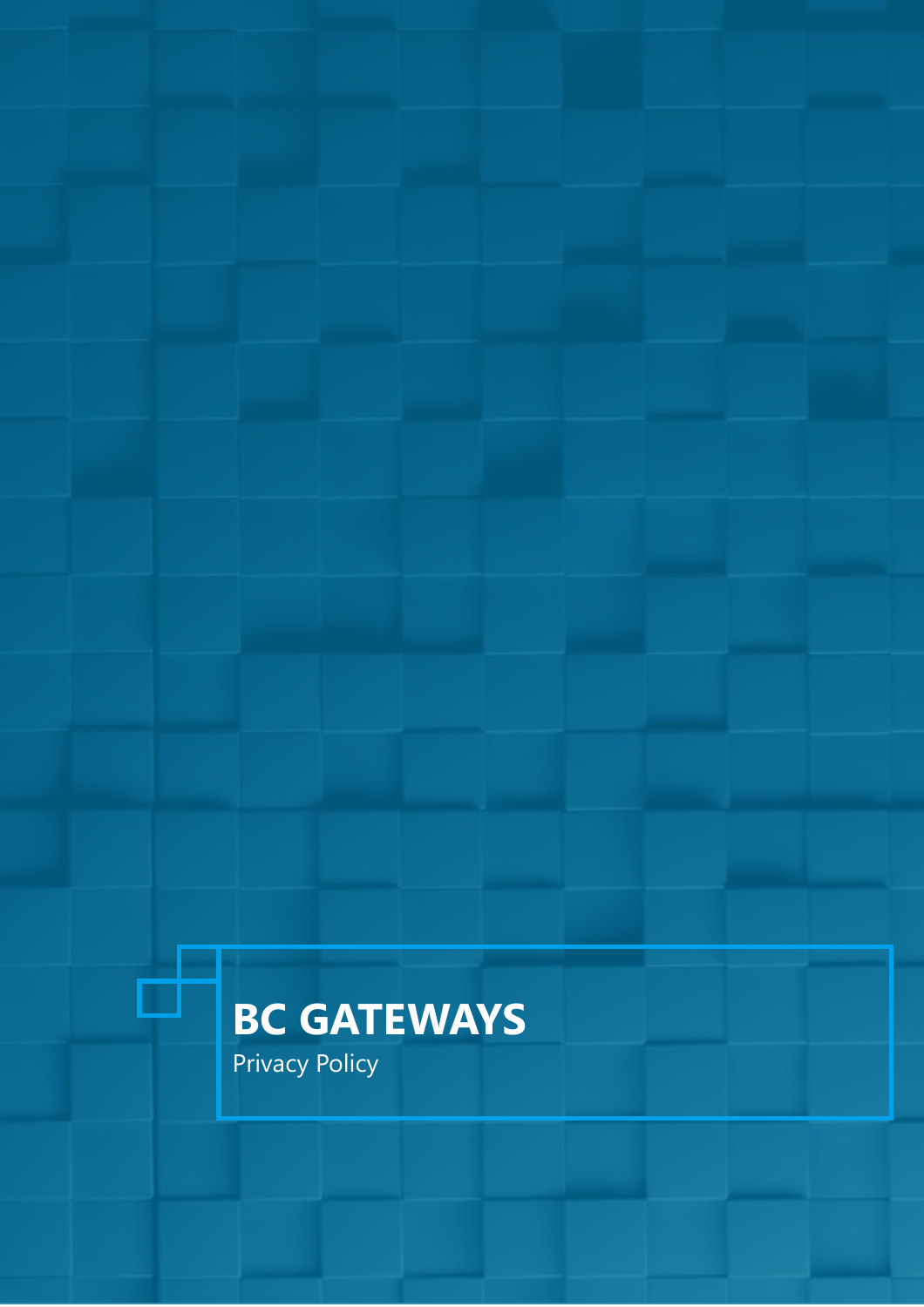# BC GATEWAYS

Privacy Policy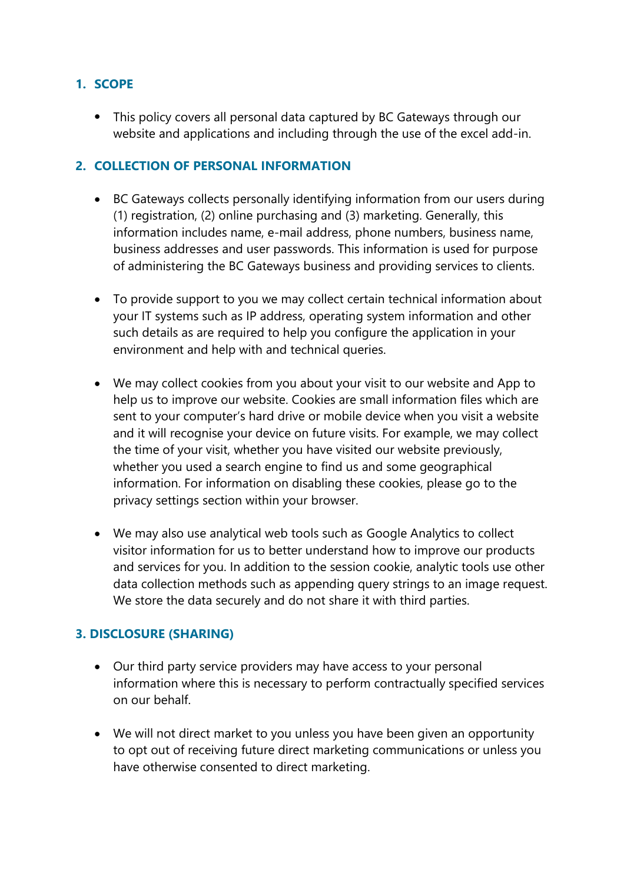## 1. SCOPE

- This policy covers all personal data captured by BC Gateways through our website and applications and including through the use of the excel add-in.

## 2. COLLECTION OF PERSONAL INFORMATION

- BC Gateways collects personally identifying information from our users during (1) registration, (2) online purchasing and (3) marketing. Generally, this information includes name, e-mail address, phone numbers, business name, business addresses and user passwords. This information is used for purpose of administering the BC Gateways business and providing services to clients.

- To provide support to you we may collect certain technical information about your IT systems such as IP address, operating system information and other such details as are required to help you configure the application in your environment and help with and technical queries.

- We may collect cookies from you about your visit to our website and App to help us to improve our website. Cookies are small information files which are sent to your computer's hard drive or mobile device when you visit a website and it will recognise your device on future visits. For example, we may collect the time of your visit, whether you have visited our website previously, whether you used a search engine to find us and some geographical information. For information on disabling these cookies, please go to the privacy settings section within your browser.

- We may also use analytical web tools such as Google Analytics to collect visitor information for us to better understand how to improve our products and services for you. In addition to the session cookie, analytic tools use other data collection methods such as appending query strings to an image request. We store the data securely and do not share it with third parties.

## 3. DISCLOSURE (SHARING)

- Our third party service providers may have access to your personal information where this is necessary to perform contractually specified services on our behalf.

- We will not direct market to you unless you have been given an opportunity to opt out of receiving future direct marketing communications or unless you have otherwise consented to direct marketing.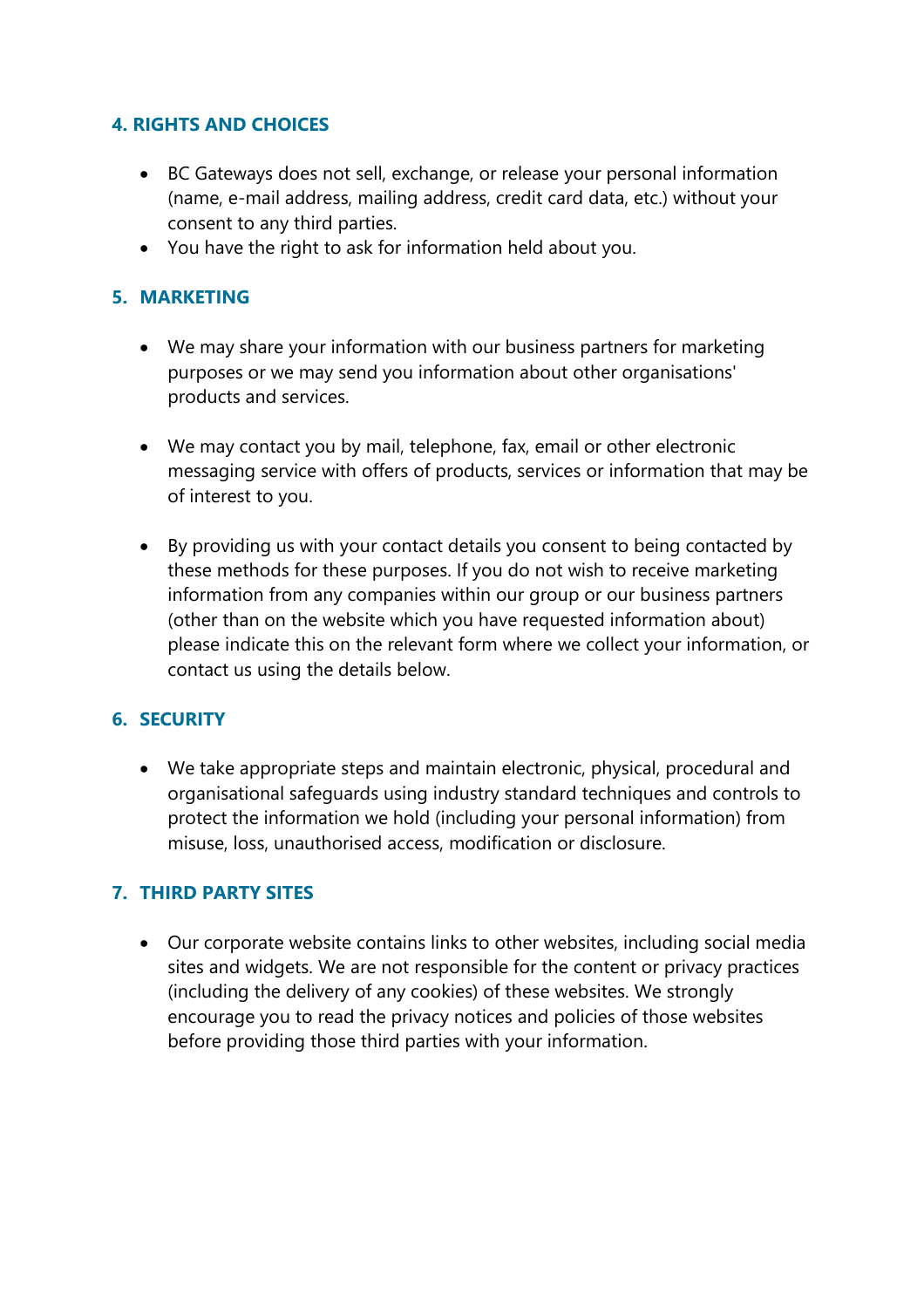## 4. RIGHTS AND CHOICES

- BC Gateways does not sell, exchange, or release your personal information (name, e-mail address, mailing address, credit card data, etc.) without your consent to any third parties.
- You have the right to ask for information held about you.

## 5. MARKETING

- We may share your information with our business partners for marketing purposes or we may send you information about other organisations' products and services.

- We may contact you by mail, telephone, fax, email or other electronic messaging service with offers of products, services or information that may be of interest to you.

- By providing us with your contact details you consent to being contacted by these methods for these purposes. If you do not wish to receive marketing information from any companies within our group or our business partners (other than on the website which you have requested information about) please indicate this on the relevant form where we collect your information, or contact us using the details below.

## 6. SECURITY

- We take appropriate steps and maintain electronic, physical, procedural and organisational safeguards using industry standard techniques and controls to protect the information we hold (including your personal information) from misuse, loss, unauthorised access, modification or disclosure.

## 7. THIRD PARTY SITES

- Our corporate website contains links to other websites, including social media sites and widgets. We are not responsible for the content or privacy practices (including the delivery of any cookies) of these websites. We strongly encourage you to read the privacy notices and policies of those websites before providing those third parties with your information.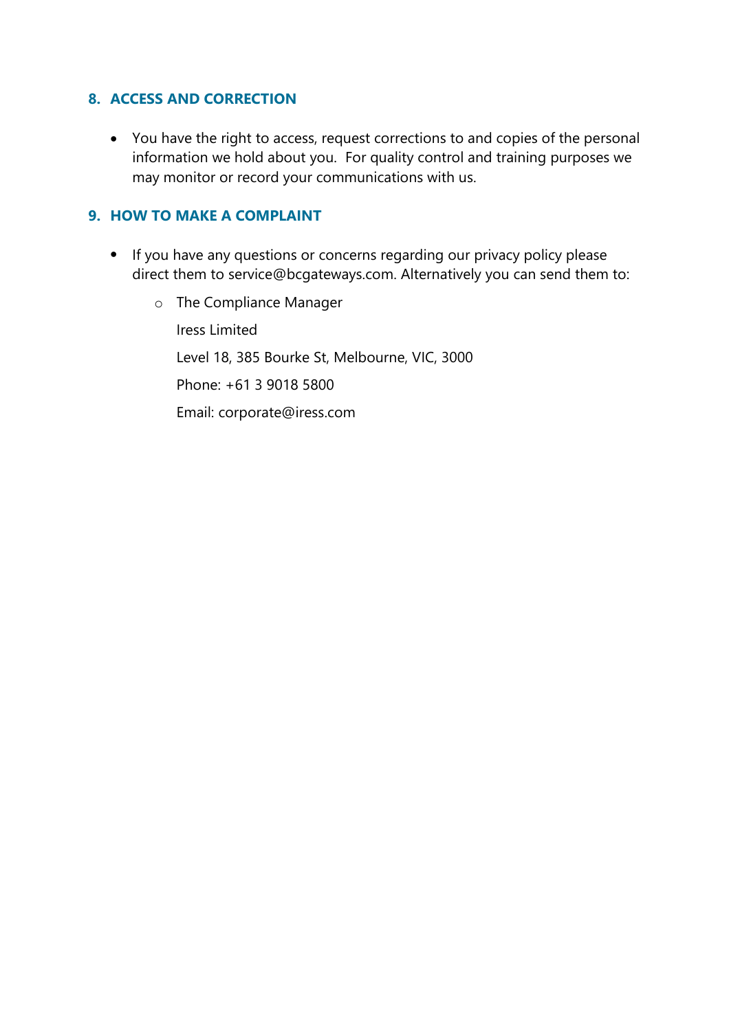## 8. ACCESS AND CORRECTION

- You have the right to access, request corrections to and copies of the personal information we hold about you. For quality control and training purposes we may monitor or record your communications with us.

## 9. HOW TO MAKE A COMPLAINT

- If you have any questions or concerns regarding our privacy policy please direct them to service@bcgateways.com. Alternatively you can send them to:
  - The Compliance Manager

    Iress Limited

    Level 18, 385 Bourke St, Melbourne, VIC, 3000

    Phone: +61 3 9018 5800

    Email: corporate@iress.com